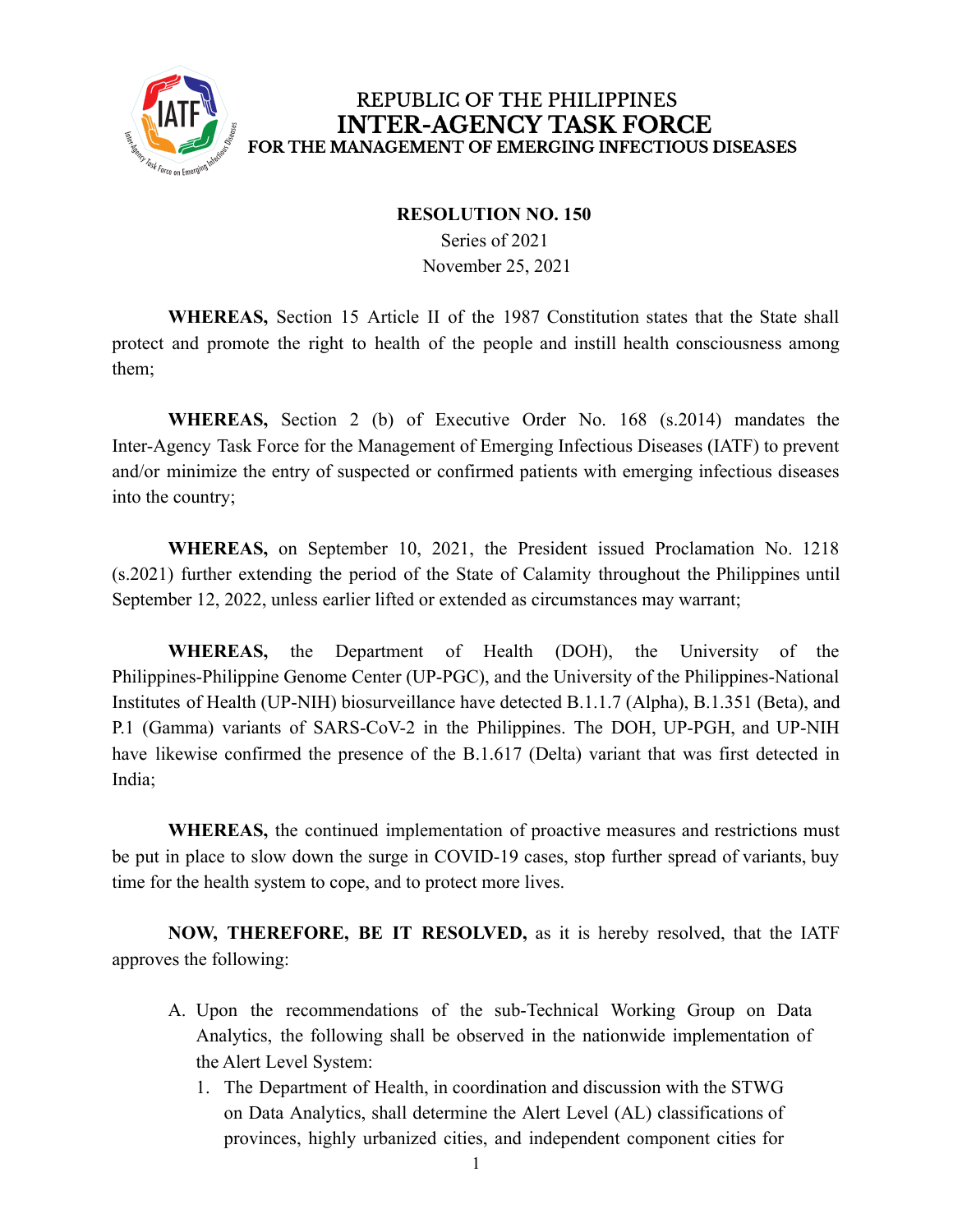REPUBLIC OF THE PHILIPPINES
**INTER-AGENCY TASK FORCE**
**FOR THE MANAGEMENT OF EMERGING INFECTIOUS DISEASES**

**RESOLUTION NO. 150**
Series of 2021
November 25, 2021

**WHEREAS,** Section 15 Article II of the 1987 Constitution states that the State shall protect and promote the right to health of the people and instill health consciousness among them;

**WHEREAS,** Section 2 (b) of Executive Order No. 168 (s.2014) mandates the Inter-Agency Task Force for the Management of Emerging Infectious Diseases (IATF) to prevent and/or minimize the entry of suspected or confirmed patients with emerging infectious diseases into the country;

**WHEREAS,** on September 10, 2021, the President issued Proclamation No. 1218 (s.2021) further extending the period of the State of Calamity throughout the Philippines until September 12, 2022, unless earlier lifted or extended as circumstances may warrant;

**WHEREAS,** the Department of Health (DOH), the University of the Philippines-Philippine Genome Center (UP-PGC), and the University of the Philippines-National Institutes of Health (UP-NIH) biosurveillance have detected B.1.1.7 (Alpha), B.1.351 (Beta), and P.1 (Gamma) variants of SARS-CoV-2 in the Philippines. The DOH, UP-PGH, and UP-NIH have likewise confirmed the presence of the B.1.617 (Delta) variant that was first detected in India;

**WHEREAS,** the continued implementation of proactive measures and restrictions must be put in place to slow down the surge in COVID-19 cases, stop further spread of variants, buy time for the health system to cope, and to protect more lives.

**NOW, THEREFORE, BE IT RESOLVED,** as it is hereby resolved, that the IATF approves the following:

A. Upon the recommendations of the sub-Technical Working Group on Data Analytics, the following shall be observed in the nationwide implementation of the Alert Level System:
   1. The Department of Health, in coordination and discussion with the STWG on Data Analytics, shall determine the Alert Level (AL) classifications of provinces, highly urbanized cities, and independent component cities for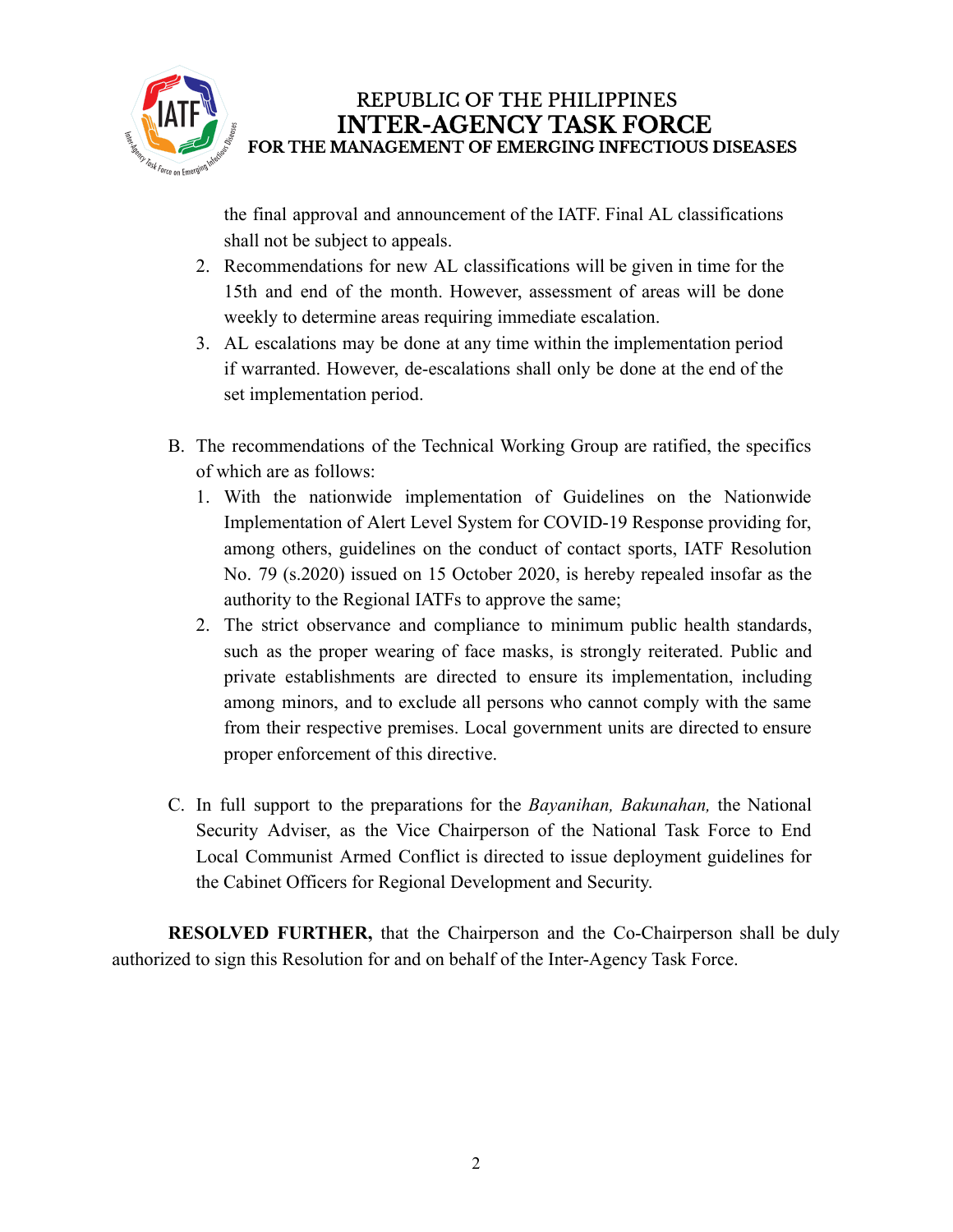the final approval and announcement of the IATF. Final AL classifications shall not be subject to appeals.

2. Recommendations for new AL classifications will be given in time for the 15th and end of the month. However, assessment of areas will be done weekly to determine areas requiring immediate escalation.
3. AL escalations may be done at any time within the implementation period if warranted. However, de-escalations shall only be done at the end of the set implementation period.

B. The recommendations of the Technical Working Group are ratified, the specifics of which are as follows:
   1. With the nationwide implementation of Guidelines on the Nationwide Implementation of Alert Level System for COVID-19 Response providing for, among others, guidelines on the conduct of contact sports, IATF Resolution No. 79 (s.2020) issued on 15 October 2020, is hereby repealed insofar as the authority to the Regional IATFs to approve the same;
   2. The strict observance and compliance to minimum public health standards, such as the proper wearing of face masks, is strongly reiterated. Public and private establishments are directed to ensure its implementation, including among minors, and to exclude all persons who cannot comply with the same from their respective premises. Local government units are directed to ensure proper enforcement of this directive.

C. In full support to the preparations for the *Bayanihan, Bakunahan,* the National Security Adviser, as the Vice Chairperson of the National Task Force to End Local Communist Armed Conflict is directed to issue deployment guidelines for the Cabinet Officers for Regional Development and Security.

**RESOLVED FURTHER,** that the Chairperson and the Co-Chairperson shall be duly authorized to sign this Resolution for and on behalf of the Inter-Agency Task Force.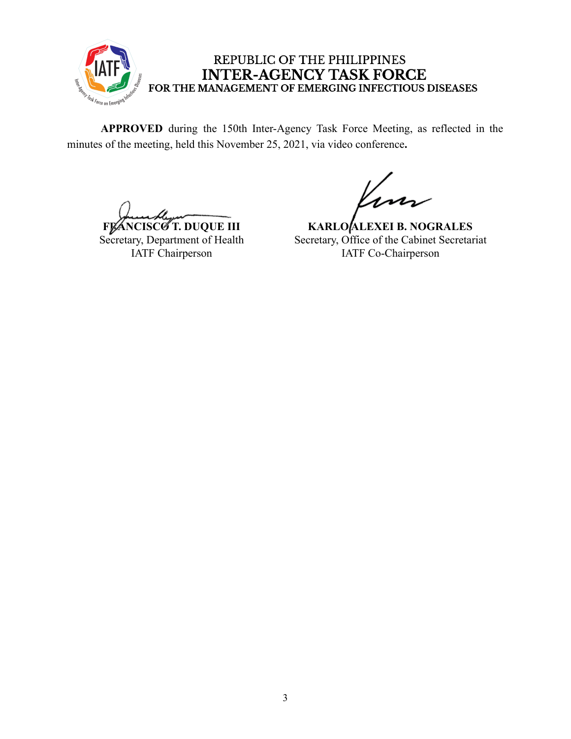REPUBLIC OF THE PHILIPPINES
**INTER-AGENCY TASK FORCE**
**FOR THE MANAGEMENT OF EMERGING INFECTIOUS DISEASES**

**APPROVED** during the 150th Inter-Agency Task Force Meeting, as reflected in the minutes of the meeting, held this November 25, 2021, via video conference**.**

**FRANCISCO T. DUQUE III**
Secretary, Department of Health
IATF Chairperson

**KARLO ALEXEI B. NOGRALES**
Secretary, Office of the Cabinet Secretariat
IATF Co-Chairperson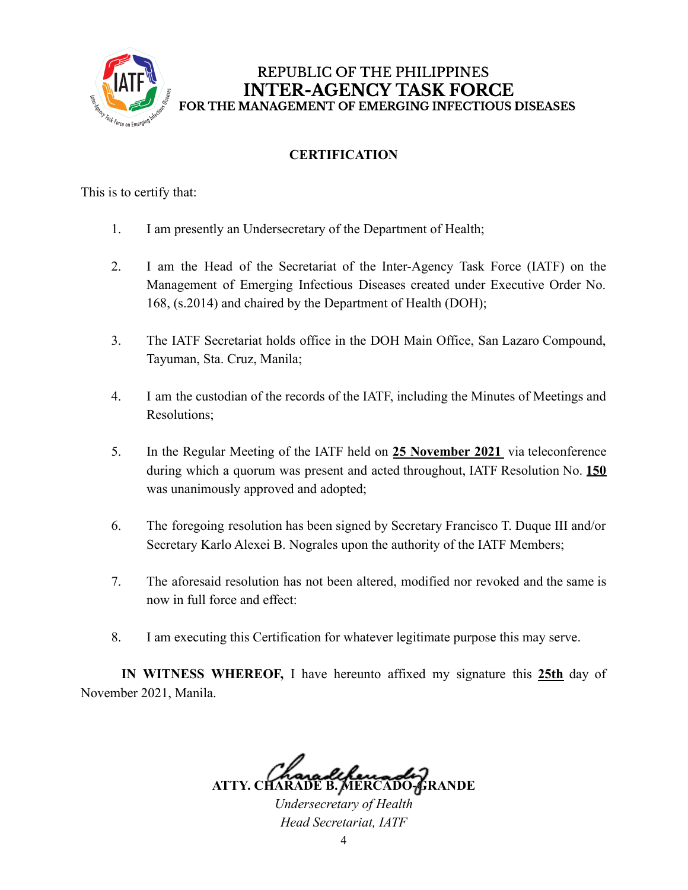REPUBLIC OF THE PHILIPPINES
**INTER-AGENCY TASK FORCE**
**FOR THE MANAGEMENT OF EMERGING INFECTIOUS DISEASES**

## CERTIFICATION

This is to certify that:

1. I am presently an Undersecretary of the Department of Health;

2. I am the Head of the Secretariat of the Inter-Agency Task Force (IATF) on the Management of Emerging Infectious Diseases created under Executive Order No. 168, (s.2014) and chaired by the Department of Health (DOH);

3. The IATF Secretariat holds office in the DOH Main Office, San Lazaro Compound, Tayuman, Sta. Cruz, Manila;

4. I am the custodian of the records of the IATF, including the Minutes of Meetings and Resolutions;

5. In the Regular Meeting of the IATF held on **25 November 2021** via teleconference during which a quorum was present and acted throughout, IATF Resolution No. **150** was unanimously approved and adopted;

6. The foregoing resolution has been signed by Secretary Francisco T. Duque III and/or Secretary Karlo Alexei B. Nograles upon the authority of the IATF Members;

7. The aforesaid resolution has not been altered, modified nor revoked and the same is now in full force and effect:

8. I am executing this Certification for whatever legitimate purpose this may serve.

**IN WITNESS WHEREOF,** I have hereunto affixed my signature this **25th** day of November 2021, Manila.

**ATTY. CHARADE B. MERCADO-GRANDE**
*Undersecretary of Health*
*Head Secretariat, IATF*